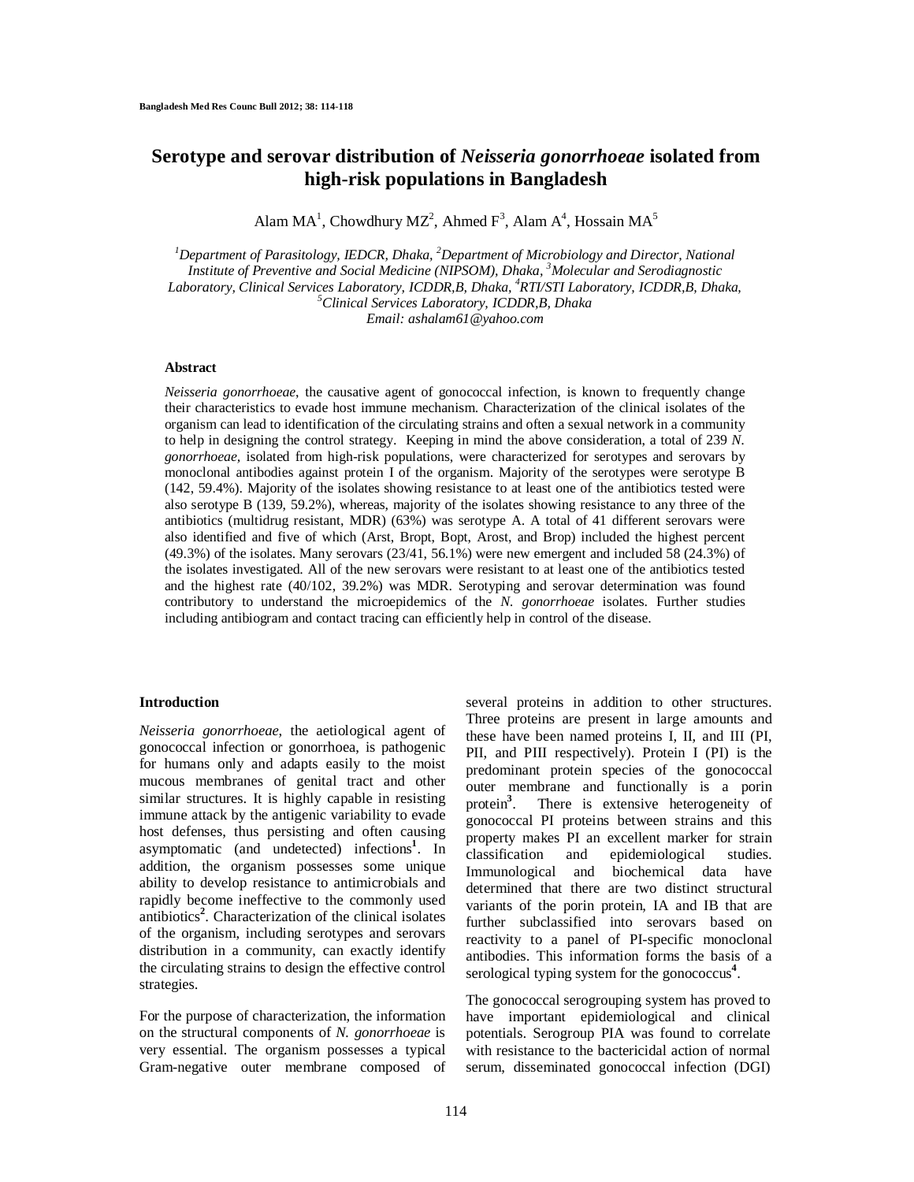# Serotype and serovar distribution of *Neisseria gonorrhoeae* isolated from high-risk populations in Bangladesh

Alam MA[1], Chowdhury MZ[2], Ahmed F[3], Alam A[4], Hossain MA[5]

[1]*Department of Parasitology, IEDCR, Dhaka,* [2]*Department of Microbiology and Director, National Institute of Preventive and Social Medicine (NIPSOM), Dhaka,* [3]*Molecular and Serodiagnostic Laboratory, Clinical Services Laboratory, ICDDR,B, Dhaka,* [4]*RTI/STI Laboratory, ICDDR,B, Dhaka,* [5]*Clinical Services Laboratory, ICDDR,B, Dhaka*
*Email: ashalam61@yahoo.com*

## Abstract

*Neisseria gonorrhoeae*, the causative agent of gonococcal infection, is known to frequently change their characteristics to evade host immune mechanism. Characterization of the clinical isolates of the organism can lead to identification of the circulating strains and often a sexual network in a community to help in designing the control strategy. Keeping in mind the above consideration, a total of 239 *N. gonorrhoeae*, isolated from high-risk populations, were characterized for serotypes and serovars by monoclonal antibodies against protein I of the organism. Majority of the serotypes were serotype B (142, 59.4%). Majority of the isolates showing resistance to at least one of the antibiotics tested were also serotype B (139, 59.2%), whereas, majority of the isolates showing resistance to any three of the antibiotics (multidrug resistant, MDR) (63%) was serotype A. A total of 41 different serovars were also identified and five of which (Arst, Bropt, Bopt, Arost, and Brop) included the highest percent (49.3%) of the isolates. Many serovars (23/41, 56.1%) were new emergent and included 58 (24.3%) of the isolates investigated. All of the new serovars were resistant to at least one of the antibiotics tested and the highest rate (40/102, 39.2%) was MDR. Serotyping and serovar determination was found contributory to understand the microepidemics of the *N. gonorrhoeae* isolates. Further studies including antibiogram and contact tracing can efficiently help in control of the disease.

## Introduction

*Neisseria gonorrhoeae*, the aetiological agent of gonococcal infection or gonorrhoea, is pathogenic for humans only and adapts easily to the moist mucous membranes of genital tract and other similar structures. It is highly capable in resisting immune attack by the antigenic variability to evade host defenses, thus persisting and often causing asymptomatic (and undetected) infections[1]. In addition, the organism possesses some unique ability to develop resistance to antimicrobials and rapidly become ineffective to the commonly used antibiotics[2]. Characterization of the clinical isolates of the organism, including serotypes and serovars distribution in a community, can exactly identify the circulating strains to design the effective control strategies.

For the purpose of characterization, the information on the structural components of *N. gonorrhoeae* is very essential. The organism possesses a typical Gram-negative outer membrane composed of several proteins in addition to other structures. Three proteins are present in large amounts and these have been named proteins I, II, and III (PI, PII, and PIII respectively). Protein I (PI) is the predominant protein species of the gonococcal outer membrane and functionally is a porin protein[3]. There is extensive heterogeneity of gonococcal PI proteins between strains and this property makes PI an excellent marker for strain classification and epidemiological studies. Immunological and biochemical data have determined that there are two distinct structural variants of the porin protein, IA and IB that are further subclassified into serovars based on reactivity to a panel of PI-specific monoclonal antibodies. This information forms the basis of a serological typing system for the gonococcus[4].

The gonococcal serogrouping system has proved to have important epidemiological and clinical potentials. Serogroup PIA was found to correlate with resistance to the bactericidal action of normal serum, disseminated gonococcal infection (DGI)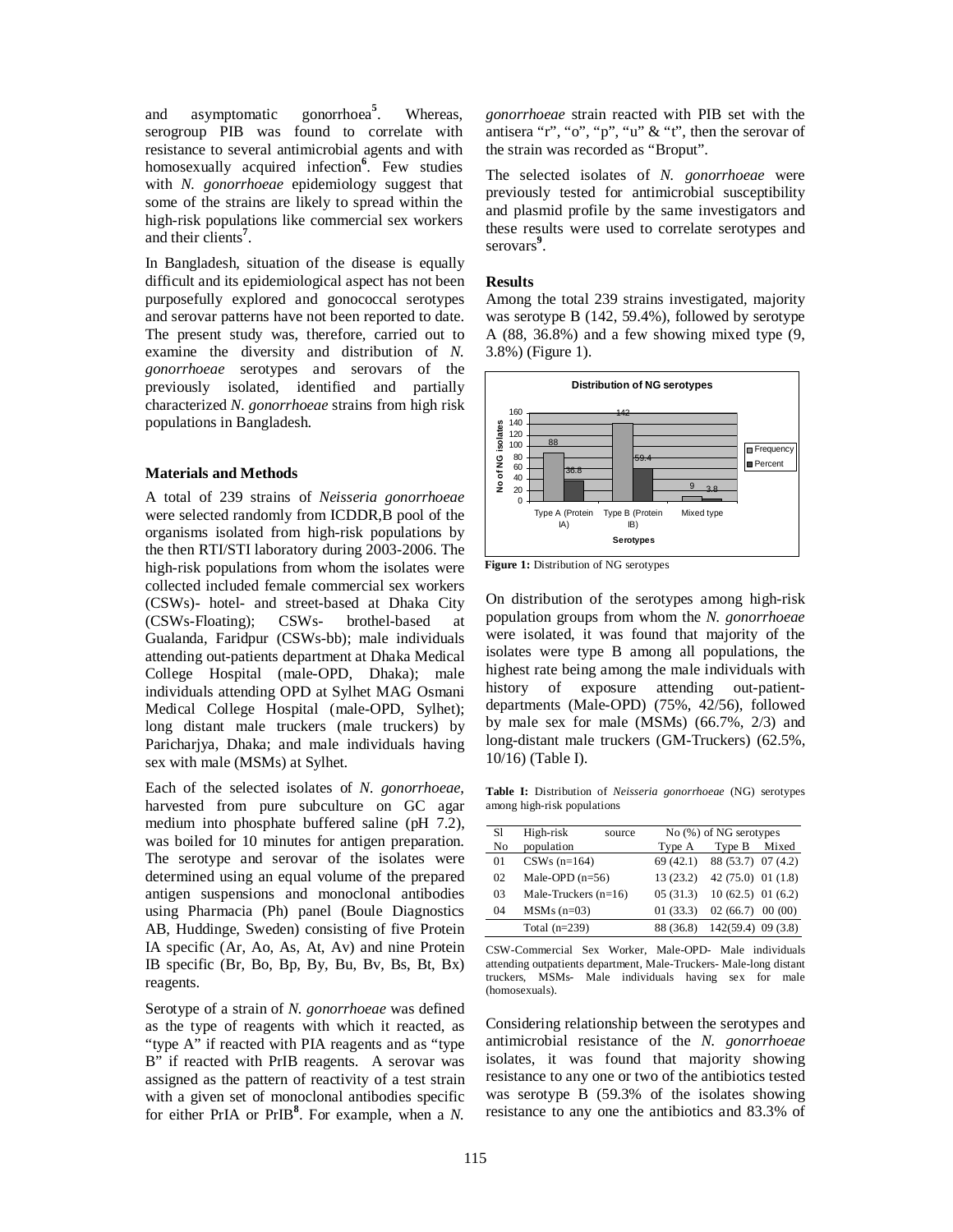and asymptomatic gonorrhoea[5]. Whereas, serogroup PIB was found to correlate with resistance to several antimicrobial agents and with homosexually acquired infection[6]. Few studies with *N. gonorrhoeae* epidemiology suggest that some of the strains are likely to spread within the high-risk populations like commercial sex workers and their clients[7].

In Bangladesh, situation of the disease is equally difficult and its epidemiological aspect has not been purposefully explored and gonococcal serotypes and serovar patterns have not been reported to date. The present study was, therefore, carried out to examine the diversity and distribution of *N. gonorrhoeae* serotypes and serovars of the previously isolated, identified and partially characterized *N. gonorrhoeae* strains from high risk populations in Bangladesh.

## Materials and Methods

A total of 239 strains of *Neisseria gonorrhoeae* were selected randomly from ICDDR,B pool of the organisms isolated from high-risk populations by the then RTI/STI laboratory during 2003-2006. The high-risk populations from whom the isolates were collected included female commercial sex workers (CSWs)- hotel- and street-based at Dhaka City (CSWs-Floating); CSWs- brothel-based at Gualanda, Faridpur (CSWs-bb); male individuals attending out-patients department at Dhaka Medical College Hospital (male-OPD, Dhaka); male individuals attending OPD at Sylhet MAG Osmani Medical College Hospital (male-OPD, Sylhet); long distant male truckers (male truckers) by Paricharjya, Dhaka; and male individuals having sex with male (MSMs) at Sylhet.

Each of the selected isolates of *N. gonorrhoeae,* harvested from pure subculture on GC agar medium into phosphate buffered saline (pH 7.2), was boiled for 10 minutes for antigen preparation. The serotype and serovar of the isolates were determined using an equal volume of the prepared antigen suspensions and monoclonal antibodies using Pharmacia (Ph) panel (Boule Diagnostics AB, Huddinge, Sweden) consisting of five Protein IA specific (Ar, Ao, As, At, Av) and nine Protein IB specific (Br, Bo, Bp, By, Bu, Bv, Bs, Bt, Bx) reagents.

Serotype of a strain of *N. gonorrhoeae* was defined as the type of reagents with which it reacted, as "type A" if reacted with PIA reagents and as "type B" if reacted with PrIB reagents. A serovar was assigned as the pattern of reactivity of a test strain with a given set of monoclonal antibodies specific for either PrIA or PrIB[8]. For example, when a *N. gonorrhoeae* strain reacted with PIB set with the antisera "r", "o", "p", "u" & "t", then the serovar of the strain was recorded as "Broput".

The selected isolates of *N. gonorrhoeae* were previously tested for antimicrobial susceptibility and plasmid profile by the same investigators and these results were used to correlate serotypes and serovars[9].

## Results

Among the total 239 strains investigated, majority was serotype B (142, 59.4%), followed by serotype A (88, 36.8%) and a few showing mixed type (9, 3.8%) (Figure 1).

| Serotypes | Frequency | Percent |
|---|---|---|
| Type A (Protein IA) | 88 | 36.8 |
| Type B (Protein IB) | 142 | 59.4 |
| Mixed type | 9 | 3.8 |

**Figure 1:** Distribution of NG serotypes

On distribution of the serotypes among high-risk population groups from whom the *N. gonorrhoeae* were isolated, it was found that majority of the isolates were type B among all populations, the highest rate being among the male individuals with history of exposure attending out-patient-departments (Male-OPD) (75%, 42/56), followed by male sex for male (MSMs) (66.7%, 2/3) and long-distant male truckers (GM-Truckers) (62.5%, 10/16) (Table I).

**Table I:** Distribution of *Neisseria gonorrhoeae* (NG) serotypes among high-risk populations

| Sl No | High-risk source population | No (%) of NG serotypes Type A | Type B | Mixed |
|---|---|---|---|---|
| 01 | CSWs (n=164) | 69 (42.1) | 88 (53.7) | 07 (4.2) |
| 02 | Male-OPD (n=56) | 13 (23.2) | 42 (75.0) | 01 (1.8) |
| 03 | Male-Truckers (n=16) | 05 (31.3) | 10 (62.5) | 01 (6.2) |
| 04 | MSMs (n=03) | 01 (33.3) | 02 (66.7) | 00 (00) |
| | Total (n=239) | 88 (36.8) | 142(59.4) | 09 (3.8) |

CSW-Commercial Sex Worker, Male-OPD- Male individuals attending outpatients department, Male-Truckers- Male-long distant truckers, MSMs- Male individuals having sex for male (homosexuals).

Considering relationship between the serotypes and antimicrobial resistance of the *N. gonorrhoeae* isolates, it was found that majority showing resistance to any one or two of the antibiotics tested was serotype B (59.3% of the isolates showing resistance to any one the antibiotics and 83.3% of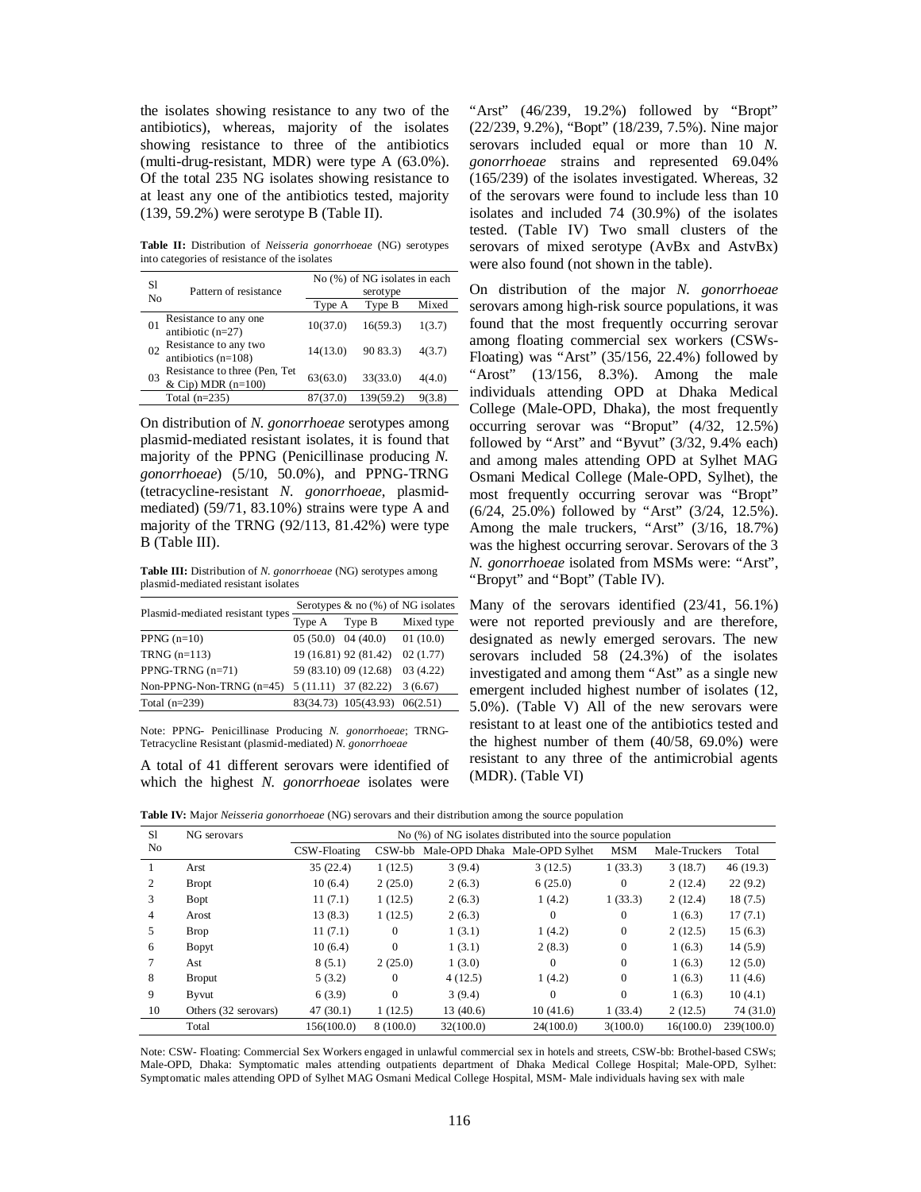the isolates showing resistance to any two of the antibiotics), whereas, majority of the isolates showing resistance to three of the antibiotics (multi-drug-resistant, MDR) were type A (63.0%). Of the total 235 NG isolates showing resistance to at least any one of the antibiotics tested, majority (139, 59.2%) were serotype B (Table II).

**Table II:** Distribution of *Neisseria gonorrhoeae* (NG) serotypes into categories of resistance of the isolates

| Sl No | Pattern of resistance | No (%) of NG isolates in each serotype | | |
|---|---|---|---|---|
| | | Type A | Type B | Mixed |
| 01 | Resistance to any one antibiotic (n=27) | 10(37.0) | 16(59.3) | 1(3.7) |
| 02 | Resistance to any two antibiotics (n=108) | 14(13.0) | 90 83.3) | 4(3.7) |
| 03 | Resistance to three (Pen, Tet & Cip) MDR (n=100) | 63(63.0) | 33(33.0) | 4(4.0) |
| | Total (n=235) | 87(37.0) | 139(59.2) | 9(3.8) |

On distribution of *N. gonorrhoeae* serotypes among plasmid-mediated resistant isolates, it is found that majority of the PPNG (Penicillinase producing *N. gonorrhoeae*) (5/10, 50.0%), and PPNG-TRNG (tetracycline-resistant *N. gonorrhoeae*, plasmid-mediated) (59/71, 83.10%) strains were type A and majority of the TRNG (92/113, 81.42%) were type B (Table III).

**Table III:** Distribution of *N. gonorrhoeae* (NG) serotypes among plasmid-mediated resistant isolates

| Plasmid-mediated resistant types | Serotypes & no (%) of NG isolates | | |
|---|---|---|---|
| | Type A | Type B | Mixed type |
| PPNG (n=10) | 05 (50.0) | 04 (40.0) | 01 (10.0) |
| TRNG (n=113) | 19 (16.81) | 92 (81.42) | 02 (1.77) |
| PPNG-TRNG (n=71) | 59 (83.10) | 09 (12.68) | 03 (4.22) |
| Non-PPNG-Non-TRNG (n=45) | 5 (11.11) | 37 (82.22) | 3 (6.67) |
| Total (n=239) | 83(34.73) | 105(43.93) | 06(2.51) |

Note: PPNG- Penicillinase Producing *N. gonorrhoeae*; TRNG- Tetracycline Resistant (plasmid-mediated) *N. gonorrhoeae*

A total of 41 different serovars were identified of which the highest *N. gonorrhoeae* isolates were "Arst" (46/239, 19.2%) followed by "Bropt" (22/239, 9.2%), "Bopt" (18/239, 7.5%). Nine major serovars included equal or more than 10 *N. gonorrhoeae* strains and represented 69.04% (165/239) of the isolates investigated. Whereas, 32 of the serovars were found to include less than 10 isolates and included 74 (30.9%) of the isolates tested. (Table IV) Two small clusters of the serovars of mixed serotype (AvBx and AstvBx) were also found (not shown in the table).

On distribution of the major *N. gonorrhoeae* serovars among high-risk source populations, it was found that the most frequently occurring serovar among floating commercial sex workers (CSWs-Floating) was "Arst" (35/156, 22.4%) followed by "Arost" (13/156, 8.3%). Among the male individuals attending OPD at Dhaka Medical College (Male-OPD, Dhaka), the most frequently occurring serovar was "Broput" (4/32, 12.5%) followed by "Arst" and "Byvut" (3/32, 9.4% each) and among males attending OPD at Sylhet MAG Osmani Medical College (Male-OPD, Sylhet), the most frequently occurring serovar was "Bropt" (6/24, 25.0%) followed by "Arst" (3/24, 12.5%). Among the male truckers, "Arst" (3/16, 18.7%) was the highest occurring serovar. Serovars of the 3 *N. gonorrhoeae* isolated from MSMs were: "Arst", "Bropyt" and "Bopt" (Table IV).

Many of the serovars identified (23/41, 56.1%) were not reported previously and are therefore, designated as newly emerged serovars. The new serovars included 58 (24.3%) of the isolates investigated and among them "Ast" as a single new emergent included highest number of isolates (12, 5.0%). (Table V) All of the new serovars were resistant to at least one of the antibiotics tested and the highest number of them (40/58, 69.0%) were resistant to any three of the antimicrobial agents (MDR). (Table VI)

**Table IV:** Major *Neisseria gonorrhoeae* (NG) serovars and their distribution among the source population

| Sl No | NG serovars | No (%) of NG isolates distributed into the source population | | | | | | |
|---|---|---|---|---|---|---|---|---|
| | | CSW-Floating | CSW-bb | Male-OPD Dhaka | Male-OPD Sylhet | MSM | Male-Truckers | Total |
| 1 | Arst | 35 (22.4) | 1 (12.5) | 3 (9.4) | 3 (12.5) | 1 (33.3) | 3 (18.7) | 46 (19.3) |
| 2 | Bropt | 10 (6.4) | 2 (25.0) | 2 (6.3) | 6 (25.0) | 0 | 2 (12.4) | 22 (9.2) |
| 3 | Bopt | 11 (7.1) | 1 (12.5) | 2 (6.3) | 1 (4.2) | 1 (33.3) | 2 (12.4) | 18 (7.5) |
| 4 | Arost | 13 (8.3) | 1 (12.5) | 2 (6.3) | 0 | 0 | 1 (6.3) | 17 (7.1) |
| 5 | Brop | 11 (7.1) | 0 | 1 (3.1) | 1 (4.2) | 0 | 2 (12.5) | 15 (6.3) |
| 6 | Bopyt | 10 (6.4) | 0 | 1 (3.1) | 2 (8.3) | 0 | 1 (6.3) | 14 (5.9) |
| 7 | Ast | 8 (5.1) | 2 (25.0) | 1 (3.0) | 0 | 0 | 1 (6.3) | 12 (5.0) |
| 8 | Broput | 5 (3.2) | 0 | 4 (12.5) | 1 (4.2) | 0 | 1 (6.3) | 11 (4.6) |
| 9 | Byvut | 6 (3.9) | 0 | 3 (9.4) | 0 | 0 | 1 (6.3) | 10 (4.1) |
| 10 | Others (32 serovars) | 47 (30.1) | 1 (12.5) | 13 (40.6) | 10 (41.6) | 1 (33.4) | 2 (12.5) | 74 (31.0) |
| | Total | 156(100.0) | 8 (100.0) | 32(100.0) | 24(100.0) | 3(100.0) | 16(100.0) | 239(100.0) |

Note: CSW- Floating: Commercial Sex Workers engaged in unlawful commercial sex in hotels and streets, CSW-bb: Brothel-based CSWs; Male-OPD, Dhaka: Symptomatic males attending outpatients department of Dhaka Medical College Hospital; Male-OPD, Sylhet: Symptomatic males attending OPD of Sylhet MAG Osmani Medical College Hospital, MSM- Male individuals having sex with male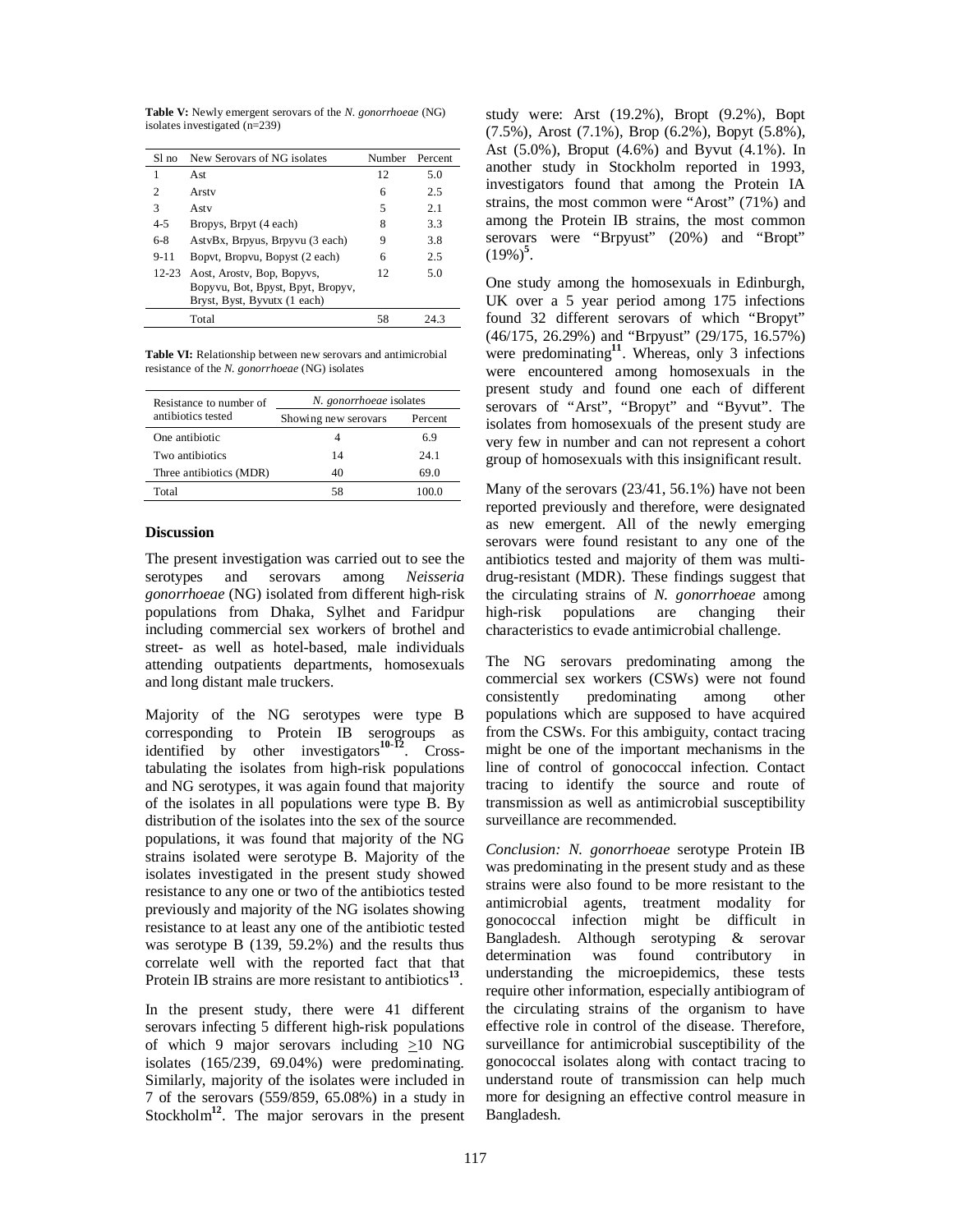**Table V:** Newly emergent serovars of the *N. gonorrhoeae* (NG) isolates investigated (n=239)

| Sl no | New Serovars of NG isolates | Number | Percent |
|---|---|---|---|
| 1 | Ast | 12 | 5.0 |
| 2 | Arstv | 6 | 2.5 |
| 3 | Astv | 5 | 2.1 |
| 4-5 | Bropys, Brpyt (4 each) | 8 | 3.3 |
| 6-8 | AstvBx, Brpyus, Brpyvu (3 each) | 9 | 3.8 |
| 9-11 | Bopvt, Bropvu, Bopyst (2 each) | 6 | 2.5 |
| 12-23 | Aost, Arostv, Bop, Bopyvs, Bopyvu, Bot, Bpyst, Bpyt, Bropyv, Bryst, Byst, Byvutx (1 each) | 12 | 5.0 |
| | Total | 58 | 24.3 |

**Table VI:** Relationship between new serovars and antimicrobial resistance of the *N. gonorrhoeae* (NG) isolates

| Resistance to number of antibiotics tested | *N. gonorrhoeae* isolates | |
|---|---|---|
| | Showing new serovars | Percent |
| One antibiotic | 4 | 6.9 |
| Two antibiotics | 14 | 24.1 |
| Three antibiotics (MDR) | 40 | 69.0 |
| Total | 58 | 100.0 |

## Discussion

The present investigation was carried out to see the serotypes and serovars among *Neisseria gonorrhoeae* (NG) isolated from different high-risk populations from Dhaka, Sylhet and Faridpur including commercial sex workers of brothel and street- as well as hotel-based, male individuals attending outpatients departments, homosexuals and long distant male truckers.

Majority of the NG serotypes were type B corresponding to Protein IB serogroups as identified by other investigators[10-12]. Cross-tabulating the isolates from high-risk populations and NG serotypes, it was again found that majority of the isolates in all populations were type B. By distribution of the isolates into the sex of the source populations, it was found that majority of the NG strains isolated were serotype B. Majority of the isolates investigated in the present study showed resistance to any one or two of the antibiotics tested previously and majority of the NG isolates showing resistance to at least any one of the antibiotic tested was serotype B (139, 59.2%) and the results thus correlate well with the reported fact that that Protein IB strains are more resistant to antibiotics[13].

In the present study, there were 41 different serovars infecting 5 different high-risk populations of which 9 major serovars including $\geq$10 NG isolates (165/239, 69.04%) were predominating. Similarly, majority of the isolates were included in 7 of the serovars (559/859, 65.08%) in a study in Stockholm[12]. The major serovars in the present study were: Arst (19.2%), Bropt (9.2%), Bopt (7.5%), Arost (7.1%), Brop (6.2%), Bopyt (5.8%), Ast (5.0%), Broput (4.6%) and Byvut (4.1%). In another study in Stockholm reported in 1993, investigators found that among the Protein IA strains, the most common were "Arost" (71%) and among the Protein IB strains, the most common serovars were "Brpyust" (20%) and "Bropt" (19%)[5].

One study among the homosexuals in Edinburgh, UK over a 5 year period among 175 infections found 32 different serovars of which "Bropyt" (46/175, 26.29%) and "Brpyust" (29/175, 16.57%) were predominating[11]. Whereas, only 3 infections were encountered among homosexuals in the present study and found one each of different serovars of "Arst", "Bropyt" and "Byvut". The isolates from homosexuals of the present study are very few in number and can not represent a cohort group of homosexuals with this insignificant result.

Many of the serovars (23/41, 56.1%) have not been reported previously and therefore, were designated as new emergent. All of the newly emerging serovars were found resistant to any one of the antibiotics tested and majority of them was multi-drug-resistant (MDR). These findings suggest that the circulating strains of *N. gonorrhoeae* among high-risk populations are changing their characteristics to evade antimicrobial challenge.

The NG serovars predominating among the commercial sex workers (CSWs) were not found consistently predominating among other populations which are supposed to have acquired from the CSWs. For this ambiguity, contact tracing might be one of the important mechanisms in the line of control of gonococcal infection. Contact tracing to identify the source and route of transmission as well as antimicrobial susceptibility surveillance are recommended.

*Conclusion: N. gonorrhoeae* serotype Protein IB was predominating in the present study and as these strains were also found to be more resistant to the antimicrobial agents, treatment modality for gonococcal infection might be difficult in Bangladesh. Although serotyping & serovar determination was found contributory in understanding the microepidemics, these tests require other information, especially antibiogram of the circulating strains of the organism to have effective role in control of the disease. Therefore, surveillance for antimicrobial susceptibility of the gonococcal isolates along with contact tracing to understand route of transmission can help much more for designing an effective control measure in Bangladesh.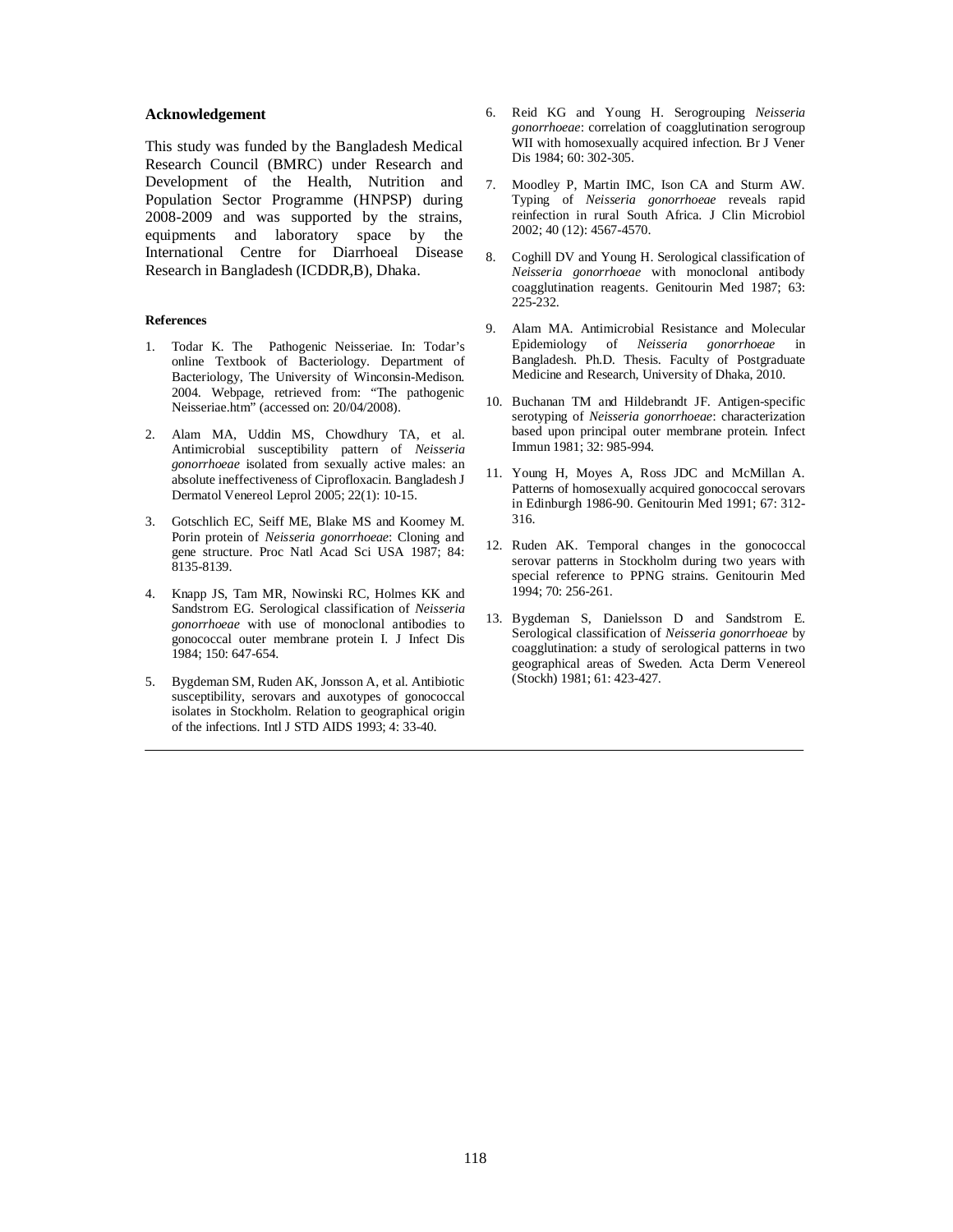## Acknowledgement

This study was funded by the Bangladesh Medical Research Council (BMRC) under Research and Development of the Health, Nutrition and Population Sector Programme (HNPSP) during 2008-2009 and was supported by the strains, equipments and laboratory space by the International Centre for Diarrhoeal Disease Research in Bangladesh (ICDDR,B), Dhaka.

### References

1. Todar K. The Pathogenic Neisseriae. In: Todar's online Textbook of Bacteriology. Department of Bacteriology, The University of Winconsin-Medison. 2004. Webpage, retrieved from: "The pathogenic Neisseriae.htm" (accessed on: 20/04/2008).
2. Alam MA, Uddin MS, Chowdhury TA, et al. Antimicrobial susceptibility pattern of *Neisseria gonorrhoeae* isolated from sexually active males: an absolute ineffectiveness of Ciprofloxacin. Bangladesh J Dermatol Venereol Leprol 2005; 22(1): 10-15.
3. Gotschlich EC, Seiff ME, Blake MS and Koomey M. Porin protein of *Neisseria gonorrhoeae*: Cloning and gene structure. Proc Natl Acad Sci USA 1987; 84: 8135-8139.
4. Knapp JS, Tam MR, Nowinski RC, Holmes KK and Sandstrom EG. Serological classification of *Neisseria gonorrhoeae* with use of monoclonal antibodies to gonococcal outer membrane protein I. J Infect Dis 1984; 150: 647-654.
5. Bygdeman SM, Ruden AK, Jonsson A, et al. Antibiotic susceptibility, serovars and auxotypes of gonococcal isolates in Stockholm. Relation to geographical origin of the infections. Intl J STD AIDS 1993; 4: 33-40.
6. Reid KG and Young H. Serogrouping *Neisseria gonorrhoeae*: correlation of coagglutination serogroup WII with homosexually acquired infection. Br J Vener Dis 1984; 60: 302-305.
7. Moodley P, Martin IMC, Ison CA and Sturm AW. Typing of *Neisseria gonorrhoeae* reveals rapid reinfection in rural South Africa. J Clin Microbiol 2002; 40 (12): 4567-4570.
8. Coghill DV and Young H. Serological classification of *Neisseria gonorrhoeae* with monoclonal antibody coagglutination reagents. Genitourin Med 1987; 63: 225-232.
9. Alam MA. Antimicrobial Resistance and Molecular Epidemiology of *Neisseria gonorrhoeae* in Bangladesh. Ph.D. Thesis. Faculty of Postgraduate Medicine and Research, University of Dhaka, 2010.
10. Buchanan TM and Hildebrandt JF. Antigen-specific serotyping of *Neisseria gonorrhoeae*: characterization based upon principal outer membrane protein. Infect Immun 1981; 32: 985-994.
11. Young H, Moyes A, Ross JDC and McMillan A. Patterns of homosexually acquired gonococcal serovars in Edinburgh 1986-90. Genitourin Med 1991; 67: 312-316.
12. Ruden AK. Temporal changes in the gonococcal serovar patterns in Stockholm during two years with special reference to PPNG strains. Genitourin Med 1994; 70: 256-261.
13. Bygdeman S, Danielsson D and Sandstrom E. Serological classification of *Neisseria gonorrhoeae* by coagglutination: a study of serological patterns in two geographical areas of Sweden. Acta Derm Venereol (Stockh) 1981; 61: 423-427.